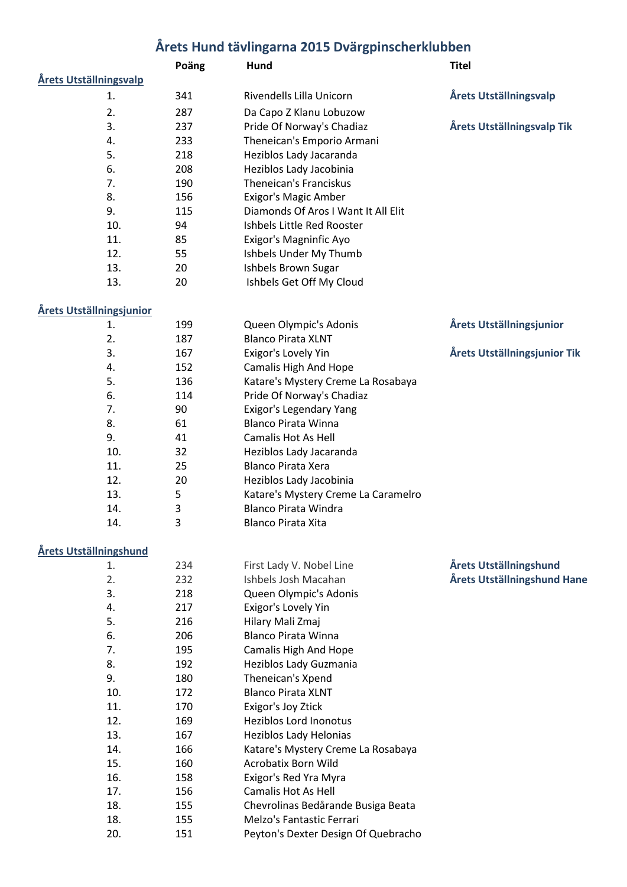# Årets Hund tävlingarna 2015 Dvärgpinscherklubben

| | Poäng | Hund | Titel |
|---|---|---|---|
| **Årets Utställningsvalp** | | | |
| 1. | 341 | Rivendells Lilla Unicorn | **Årets Utställningsvalp** |
| 2. | 287 | Da Capo Z Klanu Lobuzow | |
| 3. | 237 | Pride Of Norway's Chadiaz | **Årets Utställningsvalp Tik** |
| 4. | 233 | Theneican's Emporio Armani | |
| 5. | 218 | Heziblos Lady Jacaranda | |
| 6. | 208 | Heziblos Lady Jacobinia | |
| 7. | 190 | Theneican's Franciskus | |
| 8. | 156 | Exigor's Magic Amber | |
| 9. | 115 | Diamonds Of Aros I Want It All Elit | |
| 10. | 94 | Ishbels Little Red Rooster | |
| 11. | 85 | Exigor's Magninfic Ayo | |
| 12. | 55 | Ishbels Under My Thumb | |
| 13. | 20 | Ishbels Brown Sugar | |
| 13. | 20 | Ishbels Get Off My Cloud | |
| **Årets Utställningsjunior** | | | |
| 1. | 199 | Queen Olympic's Adonis | **Årets Utställningsjunior** |
| 2. | 187 | Blanco Pirata XLNT | |
| 3. | 167 | Exigor's Lovely Yin | **Årets Utställningsjunior Tik** |
| 4. | 152 | Camalis High And Hope | |
| 5. | 136 | Katare's Mystery Creme La Rosabaya | |
| 6. | 114 | Pride Of Norway's Chadiaz | |
| 7. | 90 | Exigor's Legendary Yang | |
| 8. | 61 | Blanco Pirata Winna | |
| 9. | 41 | Camalis Hot As Hell | |
| 10. | 32 | Heziblos Lady Jacaranda | |
| 11. | 25 | Blanco Pirata Xera | |
| 12. | 20 | Heziblos Lady Jacobinia | |
| 13. | 5 | Katare's Mystery Creme La Caramelro | |
| 14. | 3 | Blanco Pirata Windra | |
| 14. | 3 | Blanco Pirata Xita | |
| **Årets Utställningshund** | | | |
| 1. | 234 | First Lady V. Nobel Line | **Årets Utställningshund** |
| 2. | 232 | Ishbels Josh Macahan | **Årets Utställningshund Hane** |
| 3. | 218 | Queen Olympic's Adonis | |
| 4. | 217 | Exigor's Lovely Yin | |
| 5. | 216 | Hilary Mali Zmaj | |
| 6. | 206 | Blanco Pirata Winna | |
| 7. | 195 | Camalis High And Hope | |
| 8. | 192 | Heziblos Lady Guzmania | |
| 9. | 180 | Theneican's Xpend | |
| 10. | 172 | Blanco Pirata XLNT | |
| 11. | 170 | Exigor's Joy Ztick | |
| 12. | 169 | Heziblos Lord Inonotus | |
| 13. | 167 | Heziblos Lady Helonias | |
| 14. | 166 | Katare's Mystery Creme La Rosabaya | |
| 15. | 160 | Acrobatix Born Wild | |
| 16. | 158 | Exigor's Red Yra Myra | |
| 17. | 156 | Camalis Hot As Hell | |
| 18. | 155 | Chevrolinas Bedårande Busiga Beata | |
| 18. | 155 | Melzo's Fantastic Ferrari | |
| 20. | 151 | Peyton's Dexter Design Of Quebracho | |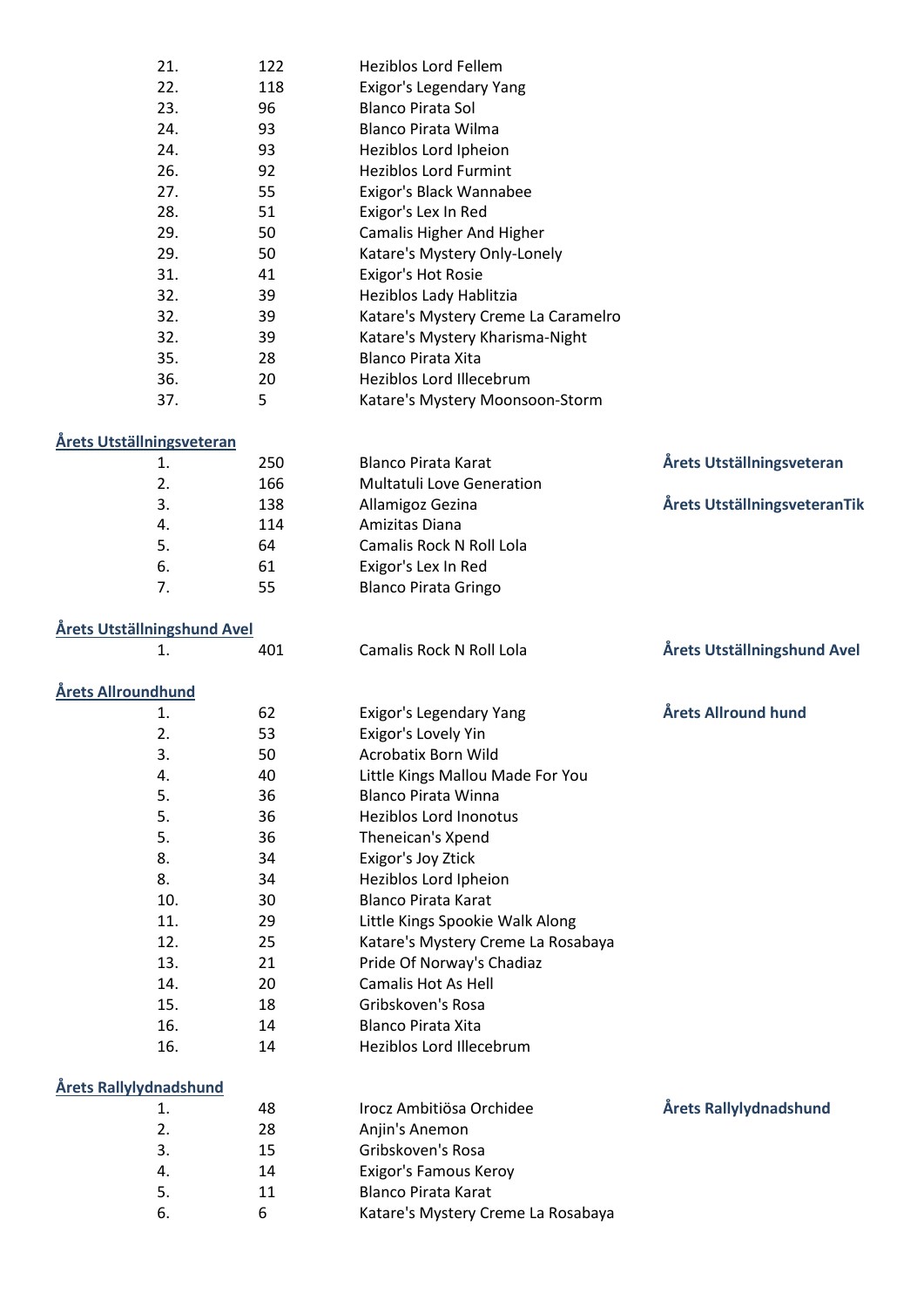| | | | |
|---|---|---|---|
| 21. | 122 | Heziblos Lord Fellem | |
| 22. | 118 | Exigor's Legendary Yang | |
| 23. | 96 | Blanco Pirata Sol | |
| 24. | 93 | Blanco Pirata Wilma | |
| 24. | 93 | Heziblos Lord Ipheion | |
| 26. | 92 | Heziblos Lord Furmint | |
| 27. | 55 | Exigor's Black Wannabee | |
| 28. | 51 | Exigor's Lex In Red | |
| 29. | 50 | Camalis Higher And Higher | |
| 29. | 50 | Katare's Mystery Only-Lonely | |
| 31. | 41 | Exigor's Hot Rosie | |
| 32. | 39 | Heziblos Lady Hablitzia | |
| 32. | 39 | Katare's Mystery Creme La Caramelro | |
| 32. | 39 | Katare's Mystery Kharisma-Night | |
| 35. | 28 | Blanco Pirata Xita | |
| 36. | 20 | Heziblos Lord Illecebrum | |
| 37. | 5 | Katare's Mystery Moonsoon-Storm | |

**Årets Utställningsveteran**

| | | | |
|---|---|---|---|
| 1. | 250 | Blanco Pirata Karat | **Årets Utställningsveteran** |
| 2. | 166 | Multatuli Love Generation | |
| 3. | 138 | Allamigoz Gezina | **Årets UtställningsveteranTik** |
| 4. | 114 | Amizitas Diana | |
| 5. | 64 | Camalis Rock N Roll Lola | |
| 6. | 61 | Exigor's Lex In Red | |
| 7. | 55 | Blanco Pirata Gringo | |

**Årets Utställningshund Avel**

| | | | |
|---|---|---|---|
| 1. | 401 | Camalis Rock N Roll Lola | **Årets Utställningshund Avel** |

**Årets Allroundhund**

| | | | |
|---|---|---|---|
| 1. | 62 | Exigor's Legendary Yang | **Årets Allround hund** |
| 2. | 53 | Exigor's Lovely Yin | |
| 3. | 50 | Acrobatix Born Wild | |
| 4. | 40 | Little Kings Mallou Made For You | |
| 5. | 36 | Blanco Pirata Winna | |
| 5. | 36 | Heziblos Lord Inonotus | |
| 5. | 36 | Theneican's Xpend | |
| 8. | 34 | Exigor's Joy Ztick | |
| 8. | 34 | Heziblos Lord Ipheion | |
| 10. | 30 | Blanco Pirata Karat | |
| 11. | 29 | Little Kings Spookie Walk Along | |
| 12. | 25 | Katare's Mystery Creme La Rosabaya | |
| 13. | 21 | Pride Of Norway's Chadiaz | |
| 14. | 20 | Camalis Hot As Hell | |
| 15. | 18 | Gribskoven's Rosa | |
| 16. | 14 | Blanco Pirata Xita | |
| 16. | 14 | Heziblos Lord Illecebrum | |

**Årets Rallylydnadshund**

| | | | |
|---|---|---|---|
| 1. | 48 | Irocz Ambitiösa Orchidee | **Årets Rallylydnadshund** |
| 2. | 28 | Anjin's Anemon | |
| 3. | 15 | Gribskoven's Rosa | |
| 4. | 14 | Exigor's Famous Keroy | |
| 5. | 11 | Blanco Pirata Karat | |
| 6. | 6 | Katare's Mystery Creme La Rosabaya | |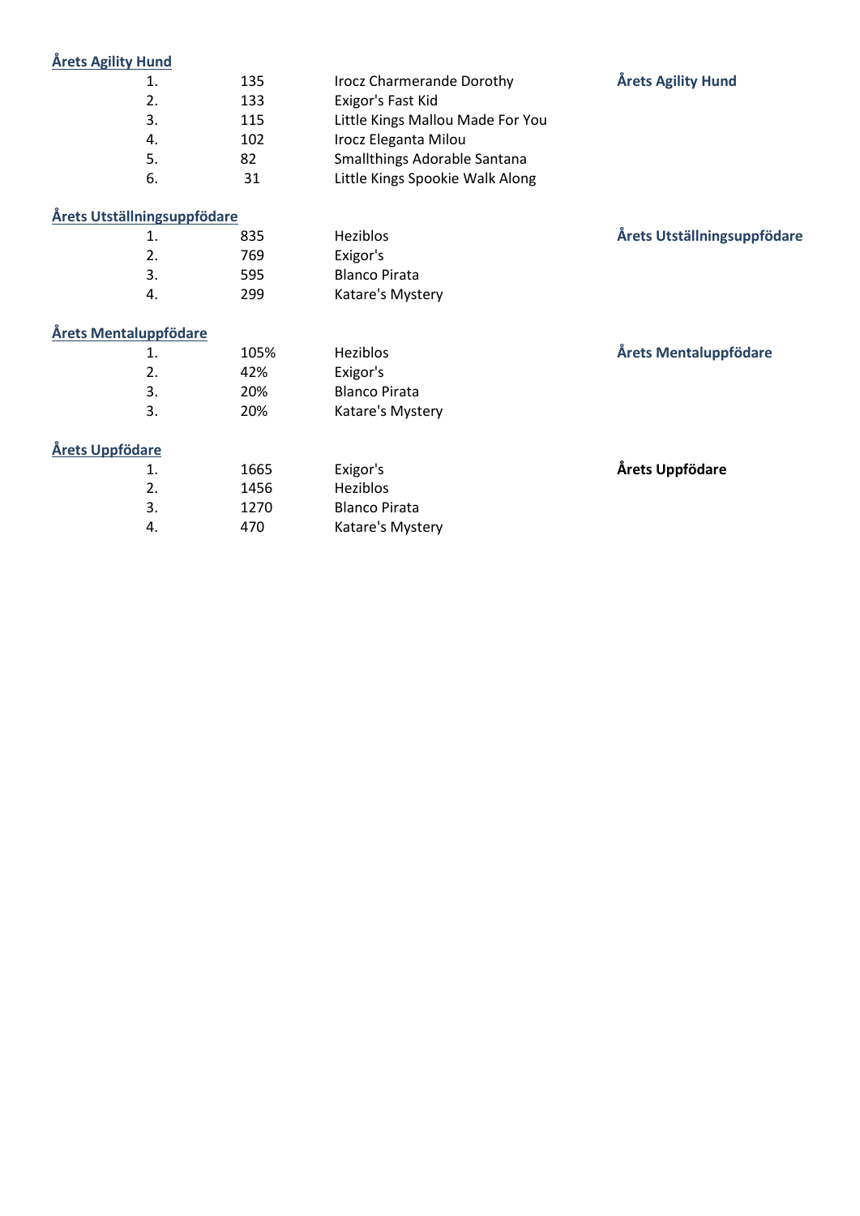## Årets Agility Hund

| | | | |
|---|---|---|---|
| 1. | 135 | Irocz Charmerande Dorothy | **Årets Agility Hund** |
| 2. | 133 | Exigor's Fast Kid | |
| 3. | 115 | Little Kings Mallou Made For You | |
| 4. | 102 | Irocz Eleganta Milou | |
| 5. | 82 | Smallthings Adorable Santana | |
| 6. | 31 | Little Kings Spookie Walk Along | |

## Årets Utställningsuppfödare

| | | | |
|---|---|---|---|
| 1. | 835 | Heziblos | **Årets Utställningsuppfödare** |
| 2. | 769 | Exigor's | |
| 3. | 595 | Blanco Pirata | |
| 4. | 299 | Katare's Mystery | |

## Årets Mentaluppfödare

| | | | |
|---|---|---|---|
| 1. | 105% | Heziblos | **Årets Mentaluppfödare** |
| 2. | 42% | Exigor's | |
| 3. | 20% | Blanco Pirata | |
| 3. | 20% | Katare's Mystery | |

## Årets Uppfödare

| | | | |
|---|---|---|---|
| 1. | 1665 | Exigor's | **Årets Uppfödare** |
| 2. | 1456 | Heziblos | |
| 3. | 1270 | Blanco Pirata | |
| 4. | 470 | Katare's Mystery | |